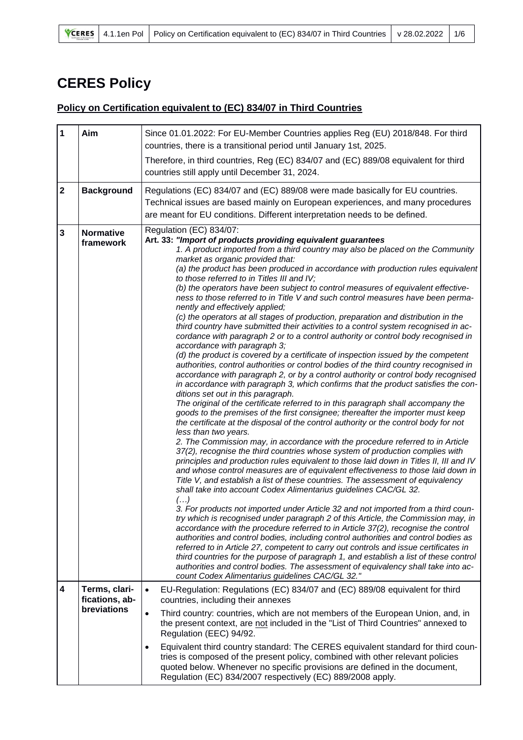# CERES Policy

## Policy on Certification equivalent to (EC) 834/07 in Third Countries

| | | |
|---|---|---|
| **1** | **Aim** | Since 01.01.2022: For EU-Member Countries applies Reg (EU) 2018/848. For third countries, there is a transitional period until January 1st, 2025.<br><br>Therefore, in third countries, Reg (EC) 834/07 and (EC) 889/08 equivalent for third countries still apply until December 31, 2024. |
| **2** | **Background** | Regulations (EC) 834/07 and (EC) 889/08 were made basically for EU countries. Technical issues are based mainly on European experiences, and many procedures are meant for EU conditions. Different interpretation needs to be defined. |
| **3** | **Normative framework** | Regulation (EC) 834/07:<br>**Art. 33: *"Import of products providing equivalent guarantees*** <br>*1. A product imported from a third country may also be placed on the Community market as organic provided that:*<br>*(a) the product has been produced in accordance with production rules equivalent to those referred to in Titles III and IV;*<br>*(b) the operators have been subject to control measures of equivalent effectiveness to those referred to in Title V and such control measures have been permanently and effectively applied;*<br>*(c) the operators at all stages of production, preparation and distribution in the third country have submitted their activities to a control system recognised in accordance with paragraph 2 or to a control authority or control body recognised in accordance with paragraph 3;*<br>*(d) the product is covered by a certificate of inspection issued by the competent authorities, control authorities or control bodies of the third country recognised in accordance with paragraph 2, or by a control authority or control body recognised in accordance with paragraph 3, which confirms that the product satisfies the conditions set out in this paragraph.*<br>*The original of the certificate referred to in this paragraph shall accompany the goods to the premises of the first consignee; thereafter the importer must keep the certificate at the disposal of the control authority or the control body for not less than two years.*<br>*2. The Commission may, in accordance with the procedure referred to in Article 37(2), recognise the third countries whose system of production complies with principles and production rules equivalent to those laid down in Titles II, III and IV and whose control measures are of equivalent effectiveness to those laid down in Title V, and establish a list of these countries. The assessment of equivalency shall take into account Codex Alimentarius guidelines CAC/GL 32.*<br>*(…)*<br>*3. For products not imported under Article 32 and not imported from a third country which is recognised under paragraph 2 of this Article, the Commission may, in accordance with the procedure referred to in Article 37(2), recognise the control authorities and control bodies, including control authorities and control bodies as referred to in Article 27, competent to carry out controls and issue certificates in third countries for the purpose of paragraph 1, and establish a list of these control authorities and control bodies. The assessment of equivalency shall take into account Codex Alimentarius guidelines CAC/GL 32."* |
| **4** | **Terms, clarifications, abbreviations** | • EU-Regulation: Regulations (EC) 834/07 and (EC) 889/08 equivalent for third countries, including their annexes<br>• Third country: countries, which are not members of the European Union, and, in the present context, are not included in the "List of Third Countries" annexed to Regulation (EEC) 94/92.<br>• Equivalent third country standard: The CERES equivalent standard for third countries is composed of the present policy, combined with other relevant policies quoted below. Whenever no specific provisions are defined in the document, Regulation (EC) 834/2007 respectively (EC) 889/2008 apply. |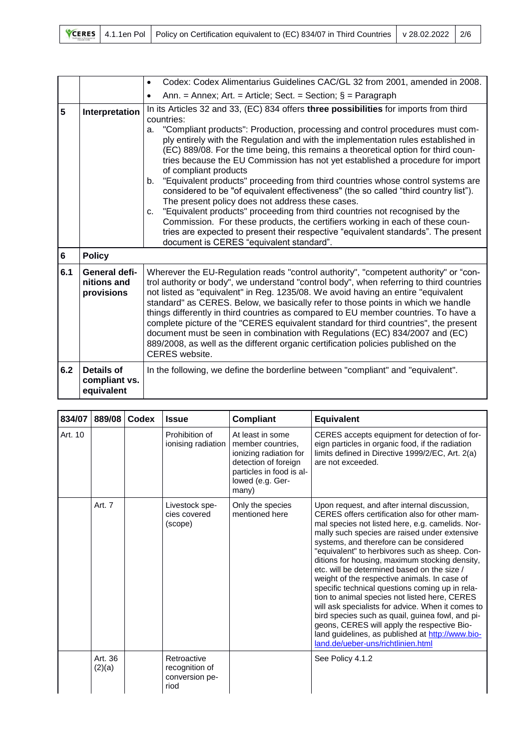| | | |
|---|---|---|
| | | • Codex: Codex Alimentarius Guidelines CAC/GL 32 from 2001, amended in 2008.<br>• Ann. = Annex; Art. = Article; Sect. = Section; § = Paragraph |
| **5** | **Interpretation** | In its Articles 32 and 33, (EC) 834 offers **three possibilities** for imports from third countries:<br>a. "Compliant products": Production, processing and control procedures must comply entirely with the Regulation and with the implementation rules established in (EC) 889/08. For the time being, this remains a theoretical option for third countries because the EU Commission has not yet established a procedure for import of compliant products<br>b. "Equivalent products" proceeding from third countries whose control systems are considered to be "of equivalent effectiveness" (the so called "third country list"). The present policy does not address these cases.<br>c. "Equivalent products" proceeding from third countries not recognised by the Commission. For these products, the certifiers working in each of these countries are expected to present their respective "equivalent standards". The present document is CERES "equivalent standard". |
| **6** | **Policy** | |
| **6.1** | **General definitions and provisions** | Wherever the EU-Regulation reads "control authority", "competent authority" or "control authority or body", we understand "control body", when referring to third countries not listed as "equivalent" in Reg. 1235/08. We avoid having an entire "equivalent standard" as CERES. Below, we basically refer to those points in which we handle things differently in third countries as compared to EU member countries. To have a complete picture of the "CERES equivalent standard for third countries", the present document must be seen in combination with Regulations (EC) 834/2007 and (EC) 889/2008, as well as the different organic certification policies published on the CERES website. |
| **6.2** | **Details of compliant vs. equivalent** | In the following, we define the borderline between "compliant" and "equivalent". |

| 834/07 | 889/08 | Codex | Issue | Compliant | Equivalent |
|---|---|---|---|---|---|
| Art. 10 | | | Prohibition of ionising radiation | At least in some member countries, ionizing radiation for detection of foreign particles in food is allowed (e.g. Germany) | CERES accepts equipment for detection of foreign particles in organic food, if the radiation limits defined in Directive 1999/2/EC, Art. 2(a) are not exceeded. |
| | Art. 7 | | Livestock species covered (scope) | Only the species mentioned here | Upon request, and after internal discussion, CERES offers certification also for other mammal species not listed here, e.g. camelids. Normally such species are raised under extensive systems, and therefore can be considered "equivalent" to herbivores such as sheep. Conditions for housing, maximum stocking density, etc. will be determined based on the size / weight of the respective animals. In case of specific technical questions coming up in relation to animal species not listed here, CERES will ask specialists for advice. When it comes to bird species such as quail, guinea fowl, and pigeons, CERES will apply the respective Bioland guidelines, as published at http://www.bioland.de/ueber-uns/richtlinien.html |
| | Art. 36 (2)(a) | | Retroactive recognition of conversion period | | See Policy 4.1.2 |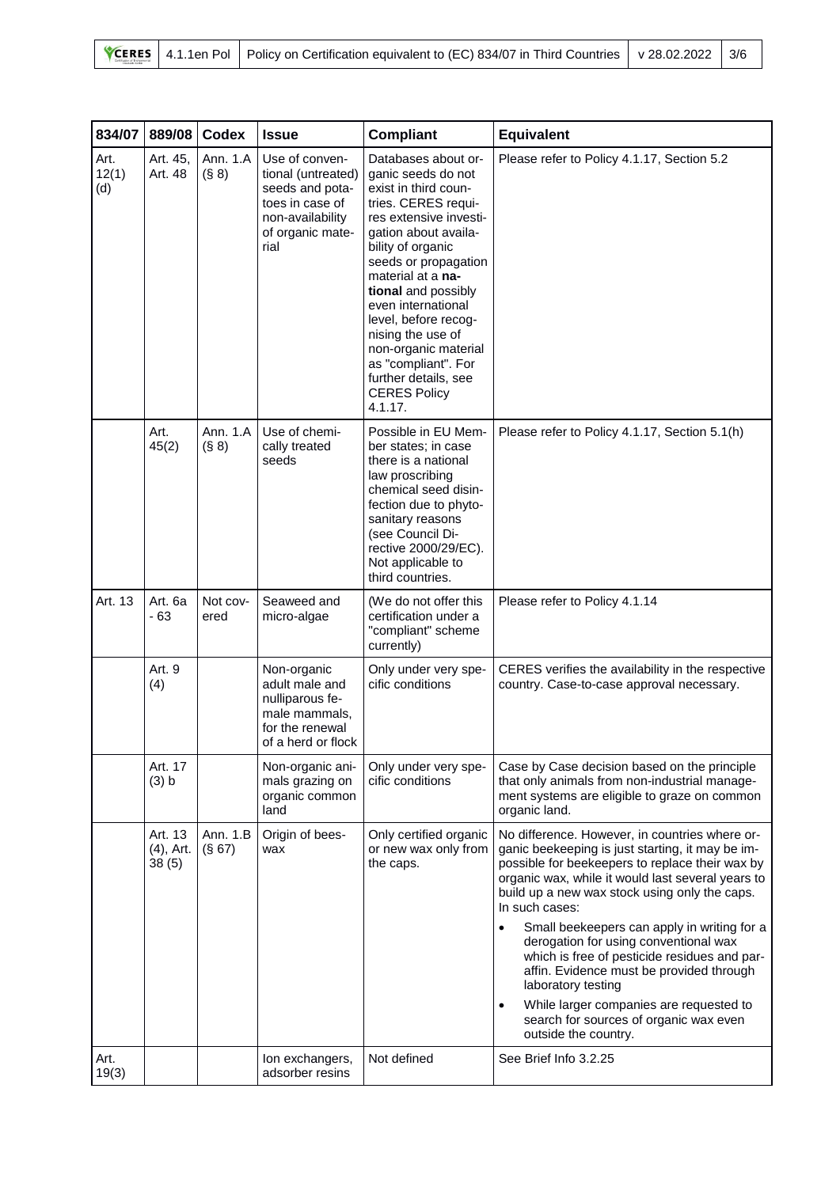| 834/07 | 889/08 | Codex | Issue | Compliant | Equivalent |
|---|---|---|---|---|---|
| Art. 12(1) (d) | Art. 45, Art. 48 | Ann. 1.A (§ 8) | Use of conventional (untreated) seeds and potatoes in case of non-availability of organic material | Databases about organic seeds do not exist in third countries. CERES requires extensive investigation about availability of organic seeds or propagation material at a **national** and possibly even international level, before recognising the use of non-organic material as "compliant". For further details, see CERES Policy 4.1.17. | Please refer to Policy 4.1.17, Section 5.2 |
| | Art. 45(2) | Ann. 1.A (§ 8) | Use of chemically treated seeds | Possible in EU Member states; in case there is a national law proscribing chemical seed disinfection due to phytosanitary reasons (see Council Directive 2000/29/EC). Not applicable to third countries. | Please refer to Policy 4.1.17, Section 5.1(h) |
| Art. 13 | Art. 6a - 63 | Not covered | Seaweed and micro-algae | (We do not offer this certification under a "compliant" scheme currently) | Please refer to Policy 4.1.14 |
| | Art. 9 (4) | | Non-organic adult male and nulliparous female mammals, for the renewal of a herd or flock | Only under very specific conditions | CERES verifies the availability in the respective country. Case-to-case approval necessary. |
| | Art. 17 (3) b | | Non-organic animals grazing on organic common land | Only under very specific conditions | Case by Case decision based on the principle that only animals from non-industrial management systems are eligible to graze on common organic land. |
| | Art. 13 (4), Art. 38 (5) | Ann. 1.B (§ 67) | Origin of beeswax | Only certified organic or new wax only from the caps. | No difference. However, in countries where organic beekeeping is just starting, it may be impossible for beekeepers to replace their wax by organic wax, while it would last several years to build up a new wax stock using only the caps. In such cases:<br>• Small beekeepers can apply in writing for a derogation for using conventional wax which is free of pesticide residues and paraffin. Evidence must be provided through laboratory testing<br>• While larger companies are requested to search for sources of organic wax even outside the country. |
| Art. 19(3) | | | Ion exchangers, adsorber resins | Not defined | See Brief Info 3.2.25 |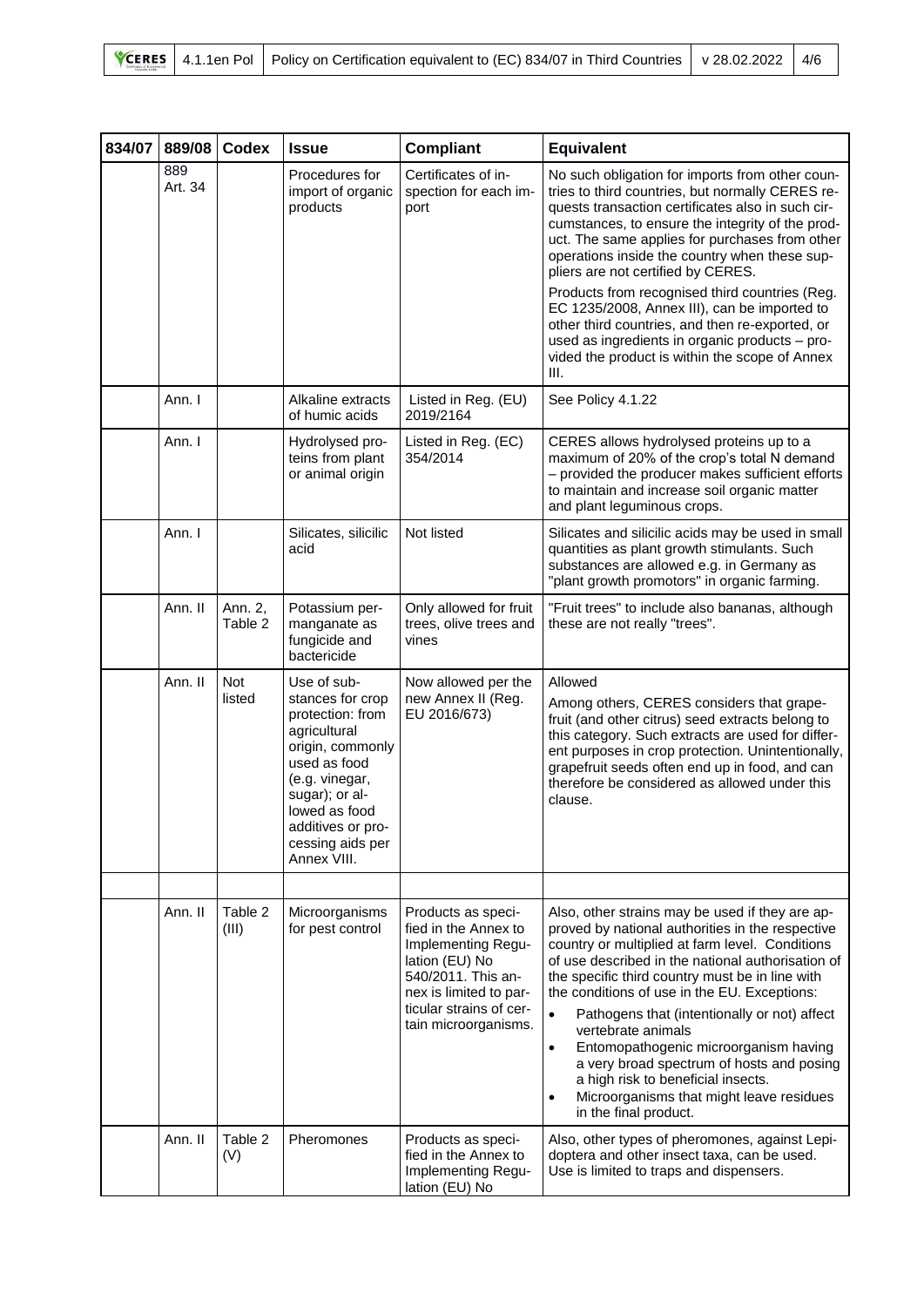| 834/07 | 889/08 | Codex | Issue | Compliant | Equivalent |
|---|---|---|---|---|---|
| | 889 Art. 34 | | Procedures for import of organic products | Certificates of inspection for each import | No such obligation for imports from other countries to third countries, but normally CERES requests transaction certificates also in such circumstances, to ensure the integrity of the product. The same applies for purchases from other operations inside the country when these suppliers are not certified by CERES.<br><br>Products from recognised third countries (Reg. EC 1235/2008, Annex III), can be imported to other third countries, and then re-exported, or used as ingredients in organic products – provided the product is within the scope of Annex III. |
| | Ann. I | | Alkaline extracts of humic acids | Listed in Reg. (EU) 2019/2164 | See Policy 4.1.22 |
| | Ann. I | | Hydrolysed proteins from plant or animal origin | Listed in Reg. (EC) 354/2014 | CERES allows hydrolysed proteins up to a maximum of 20% of the crop's total N demand – provided the producer makes sufficient efforts to maintain and increase soil organic matter and plant leguminous crops. |
| | Ann. I | | Silicates, silicilic acid | Not listed | Silicates and silicilic acids may be used in small quantities as plant growth stimulants. Such substances are allowed e.g. in Germany as "plant growth promotors" in organic farming. |
| | Ann. II | Ann. 2, Table 2 | Potassium permanganate as fungicide and bactericide | Only allowed for fruit trees, olive trees and vines | "Fruit trees" to include also bananas, although these are not really "trees". |
| | Ann. II | Not listed | Use of substances for crop protection: from agricultural origin, commonly used as food (e.g. vinegar, sugar); or allowed as food additives or processing aids per Annex VIII. | Now allowed per the new Annex II (Reg. EU 2016/673) | Allowed<br><br>Among others, CERES considers that grapefruit (and other citrus) seed extracts belong to this category. Such extracts are used for different purposes in crop protection. Unintentionally, grapefruit seeds often end up in food, and can therefore be considered as allowed under this clause. |
| | | | | | |
| | Ann. II | Table 2 (III) | Microorganisms for pest control | Products as specified in the Annex to Implementing Regulation (EU) No 540/2011. This annex is limited to particular strains of certain microorganisms. | Also, other strains may be used if they are approved by national authorities in the respective country or multiplied at farm level. Conditions of use described in the national authorisation of the specific third country must be in line with the conditions of use in the EU. Exceptions:<br>• Pathogens that (intentionally or not) affect vertebrate animals<br>• Entomopathogenic microorganism having a very broad spectrum of hosts and posing a high risk to beneficial insects.<br>• Microorganisms that might leave residues in the final product. |
| | Ann. II | Table 2 (V) | Pheromones | Products as specified in the Annex to Implementing Regulation (EU) No | Also, other types of pheromones, against Lepidoptera and other insect taxa, can be used. Use is limited to traps and dispensers. |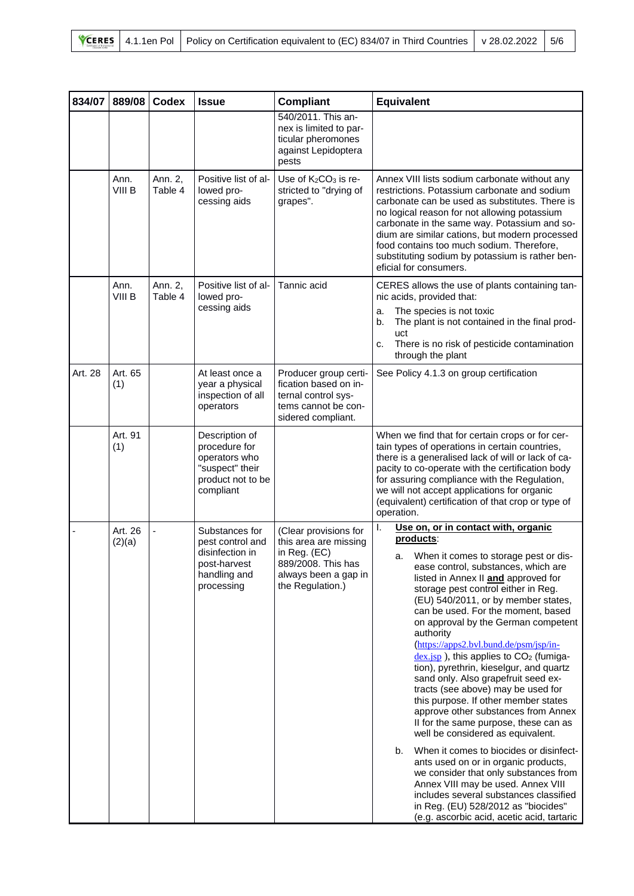| 834/07 | 889/08 | Codex | Issue | Compliant | Equivalent |
|---|---|---|---|---|---|
| | | | | 540/2011. This annex is limited to particular pheromones against Lepidoptera pests | |
| | Ann. VIII B | Ann. 2, Table 4 | Positive list of allowed processing aids | Use of $K_2CO_3$ is restricted to "drying of grapes". | Annex VIII lists sodium carbonate without any restrictions. Potassium carbonate and sodium carbonate can be used as substitutes. There is no logical reason for not allowing potassium carbonate in the same way. Potassium and sodium are similar cations, but modern processed food contains too much sodium. Therefore, substituting sodium by potassium is rather beneficial for consumers. |
| | Ann. VIII B | Ann. 2, Table 4 | Positive list of allowed processing aids | Tannic acid | CERES allows the use of plants containing tannic acids, provided that:<br>a. The species is not toxic<br>b. The plant is not contained in the final product<br>c. There is no risk of pesticide contamination through the plant |
| Art. 28 | Art. 65 (1) | | At least once a year a physical inspection of all operators | Producer group certification based on internal control systems cannot be considered compliant. | See Policy 4.1.3 on group certification |
| | Art. 91 (1) | | Description of procedure for operators who "suspect" their product not to be compliant | | When we find that for certain crops or for certain types of operations in certain countries, there is a generalised lack of will or lack of capacity to co-operate with the certification body for assuring compliance with the Regulation, we will not accept applications for organic (equivalent) certification of that crop or type of operation. |
| - | Art. 26 (2)(a) | - | Substances for pest control and disinfection in post-harvest handling and processing | (Clear provisions for this area are missing in Reg. (EC) 889/2008. This has always been a gap in the Regulation.) | I. **Use on, or in contact with, organic products**:<br>a. When it comes to storage pest or disease control, substances, which are listed in Annex II **and** approved for storage pest control either in Reg. (EU) 540/2011, or by member states, can be used. For the moment, based on approval by the German competent authority (https://apps2.bvl.bund.de/psm/jsp/index.jsp ), this applies to $CO_2$ (fumigation), pyrethrin, kieselgur, and quartz sand only. Also grapefruit seed extracts (see above) may be used for this purpose. If other member states approve other substances from Annex II for the same purpose, these can as well be considered as equivalent.<br>b. When it comes to biocides or disinfectants used on or in organic products, we consider that only substances from Annex VIII may be used. Annex VIII includes several substances classified in Reg. (EU) 528/2012 as "biocides" (e.g. ascorbic acid, acetic acid, tartaric |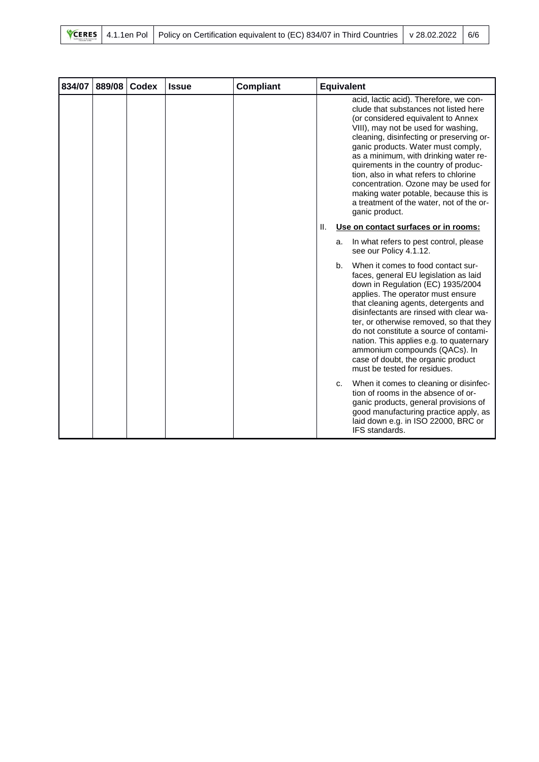| 834/07 | 889/08 | Codex | Issue | Compliant | Equivalent |
|---|---|---|---|---|---|
| | | | | | acid, lactic acid). Therefore, we conclude that substances not listed here (or considered equivalent to Annex VIII), may not be used for washing, cleaning, disinfecting or preserving organic products. Water must comply, as a minimum, with drinking water requirements in the country of production, also in what refers to chlorine concentration. Ozone may be used for making water potable, because this is a treatment of the water, not of the organic product.<br><br>II. **Use on contact surfaces or in rooms:**<br><br>a. In what refers to pest control, please see our Policy 4.1.12.<br><br>b. When it comes to food contact surfaces, general EU legislation as laid down in Regulation (EC) 1935/2004 applies. The operator must ensure that cleaning agents, detergents and disinfectants are rinsed with clear water, or otherwise removed, so that they do not constitute a source of contamination. This applies e.g. to quaternary ammonium compounds (QACs). In case of doubt, the organic product must be tested for residues.<br><br>c. When it comes to cleaning or disinfection of rooms in the absence of organic products, general provisions of good manufacturing practice apply, as laid down e.g. in ISO 22000, BRC or IFS standards. |